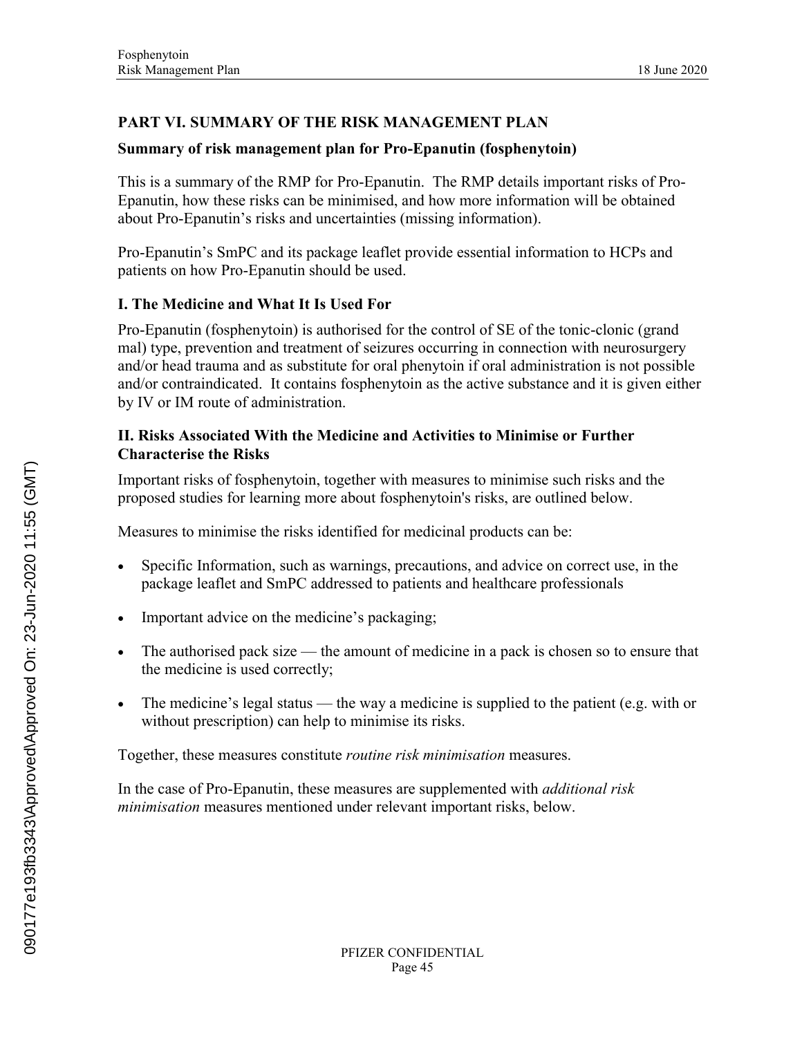## PART VI. SUMMARY OF THE RISK MANAGEMENT PLAN

### Summary of risk management plan for Pro-Epanutin (fosphenytoin)

This is a summary of the RMP for Pro-Epanutin. The RMP details important risks of Pro-Epanutin, how these risks can be minimised, and how more information will be obtained about Pro-Epanutin's risks and uncertainties (missing information).

Pro-Epanutin's SmPC and its package leaflet provide essential information to HCPs and patients on how Pro-Epanutin should be used.

### I. The Medicine and What It Is Used For

Pro-Epanutin (fosphenytoin) is authorised for the control of SE of the tonic-clonic (grand mal) type, prevention and treatment of seizures occurring in connection with neurosurgery and/or head trauma and as substitute for oral phenytoin if oral administration is not possible and/or contraindicated. It contains fosphenytoin as the active substance and it is given either by IV or IM route of administration.

### II. Risks Associated With the Medicine and Activities to Minimise or Further Characterise the Risks

Important risks of fosphenytoin, together with measures to minimise such risks and the proposed studies for learning more about fosphenytoin's risks, are outlined below.

Measures to minimise the risks identified for medicinal products can be:

- Specific Information, such as warnings, precautions, and advice on correct use, in the package leaflet and SmPC addressed to patients and healthcare professionals
- Important advice on the medicine's packaging;
- The authorised pack size — the amount of medicine in a pack is chosen so to ensure that the medicine is used correctly;
- The medicine's legal status — the way a medicine is supplied to the patient (e.g. with or without prescription) can help to minimise its risks.

Together, these measures constitute *routine risk minimisation* measures.

In the case of Pro-Epanutin, these measures are supplemented with *additional risk minimisation* measures mentioned under relevant important risks, below.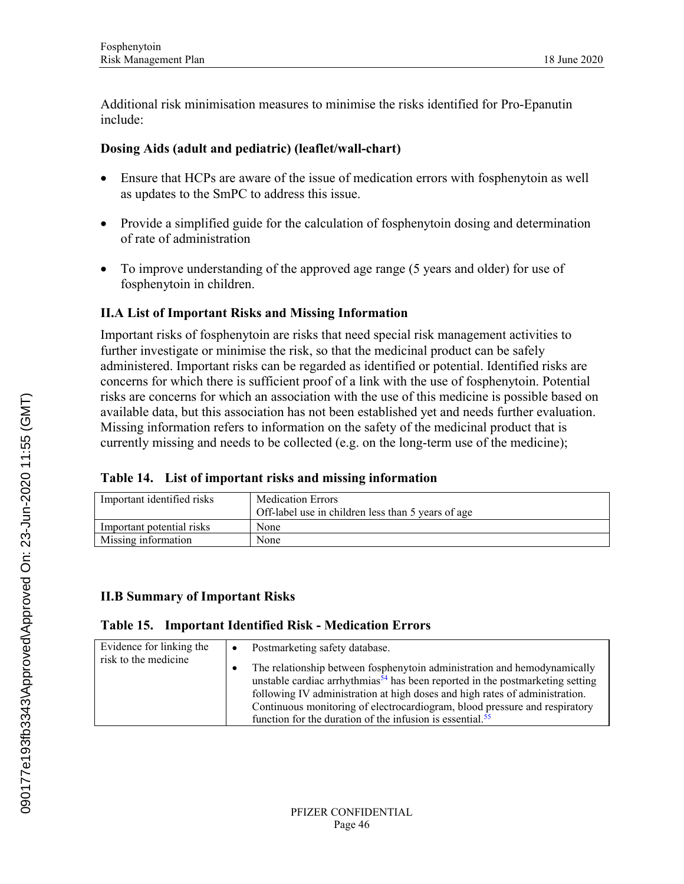Additional risk minimisation measures to minimise the risks identified for Pro-Epanutin include:

**Dosing Aids (adult and pediatric) (leaflet/wall-chart)**

- Ensure that HCPs are aware of the issue of medication errors with fosphenytoin as well as updates to the SmPC to address this issue.
- Provide a simplified guide for the calculation of fosphenytoin dosing and determination of rate of administration
- To improve understanding of the approved age range (5 years and older) for use of fosphenytoin in children.

### II.A List of Important Risks and Missing Information

Important risks of fosphenytoin are risks that need special risk management activities to further investigate or minimise the risk, so that the medicinal product can be safely administered. Important risks can be regarded as identified or potential. Identified risks are concerns for which there is sufficient proof of a link with the use of fosphenytoin. Potential risks are concerns for which an association with the use of this medicine is possible based on available data, but this association has not been established yet and needs further evaluation. Missing information refers to information on the safety of the medicinal product that is currently missing and needs to be collected (e.g. on the long-term use of the medicine);

**Table 14. List of important risks and missing information**

| Important identified risks | Medication Errors<br>Off-label use in children less than 5 years of age |
|---|---|
| Important potential risks | None |
| Missing information | None |

### II.B Summary of Important Risks

**Table 15. Important Identified Risk - Medication Errors**

| Evidence for linking the risk to the medicine | • Postmarketing safety database.<br>• The relationship between fosphenytoin administration and hemodynamically unstable cardiac arrhythmias[54] has been reported in the postmarketing setting following IV administration at high doses and high rates of administration. Continuous monitoring of electrocardiogram, blood pressure and respiratory function for the duration of the infusion is essential.[55] |
|---|---|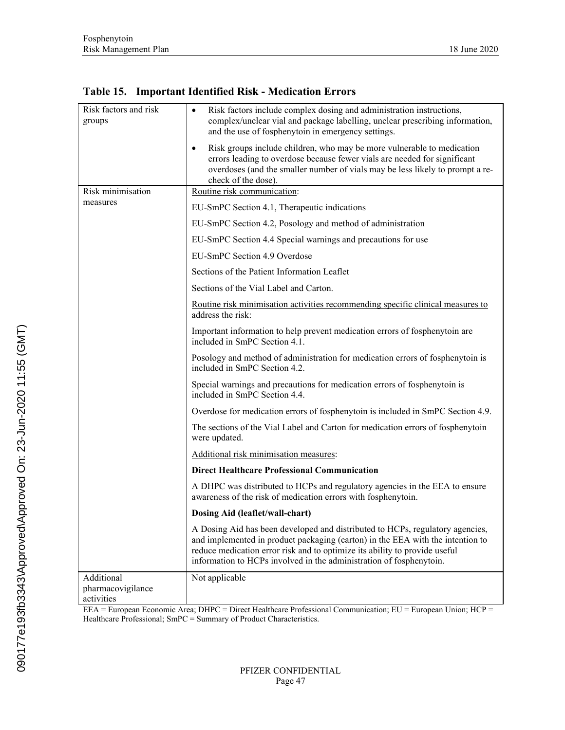**Table 15. Important Identified Risk - Medication Errors**

| | |
|---|---|
| Risk factors and risk groups | • Risk factors include complex dosing and administration instructions, complex/unclear vial and package labelling, unclear prescribing information, and the use of fosphenytoin in emergency settings.<br>• Risk groups include children, who may be more vulnerable to medication errors leading to overdose because fewer vials are needed for significant overdoses (and the smaller number of vials may be less likely to prompt a re-check of the dose). |
| Risk minimisation measures | Routine risk communication:<br>EU-SmPC Section 4.1, Therapeutic indications<br>EU-SmPC Section 4.2, Posology and method of administration<br>EU-SmPC Section 4.4 Special warnings and precautions for use<br>EU-SmPC Section 4.9 Overdose<br>Sections of the Patient Information Leaflet<br>Sections of the Vial Label and Carton.<br>Routine risk minimisation activities recommending specific clinical measures to address the risk:<br>Important information to help prevent medication errors of fosphenytoin are included in SmPC Section 4.1.<br>Posology and method of administration for medication errors of fosphenytoin is included in SmPC Section 4.2.<br>Special warnings and precautions for medication errors of fosphenytoin is included in SmPC Section 4.4.<br>Overdose for medication errors of fosphenytoin is included in SmPC Section 4.9.<br>The sections of the Vial Label and Carton for medication errors of fosphenytoin were updated.<br>Additional risk minimisation measures:<br>**Direct Healthcare Professional Communication**<br>A DHPC was distributed to HCPs and regulatory agencies in the EEA to ensure awareness of the risk of medication errors with fosphenytoin.<br>**Dosing Aid (leaflet/wall-chart)**<br>A Dosing Aid has been developed and distributed to HCPs, regulatory agencies, and implemented in product packaging (carton) in the EEA with the intention to reduce medication error risk and to optimize its ability to provide useful information to HCPs involved in the administration of fosphenytoin. |
| Additional pharmacovigilance activities | Not applicable |

EEA = European Economic Area; DHPC = Direct Healthcare Professional Communication; EU = European Union; HCP = Healthcare Professional; SmPC = Summary of Product Characteristics.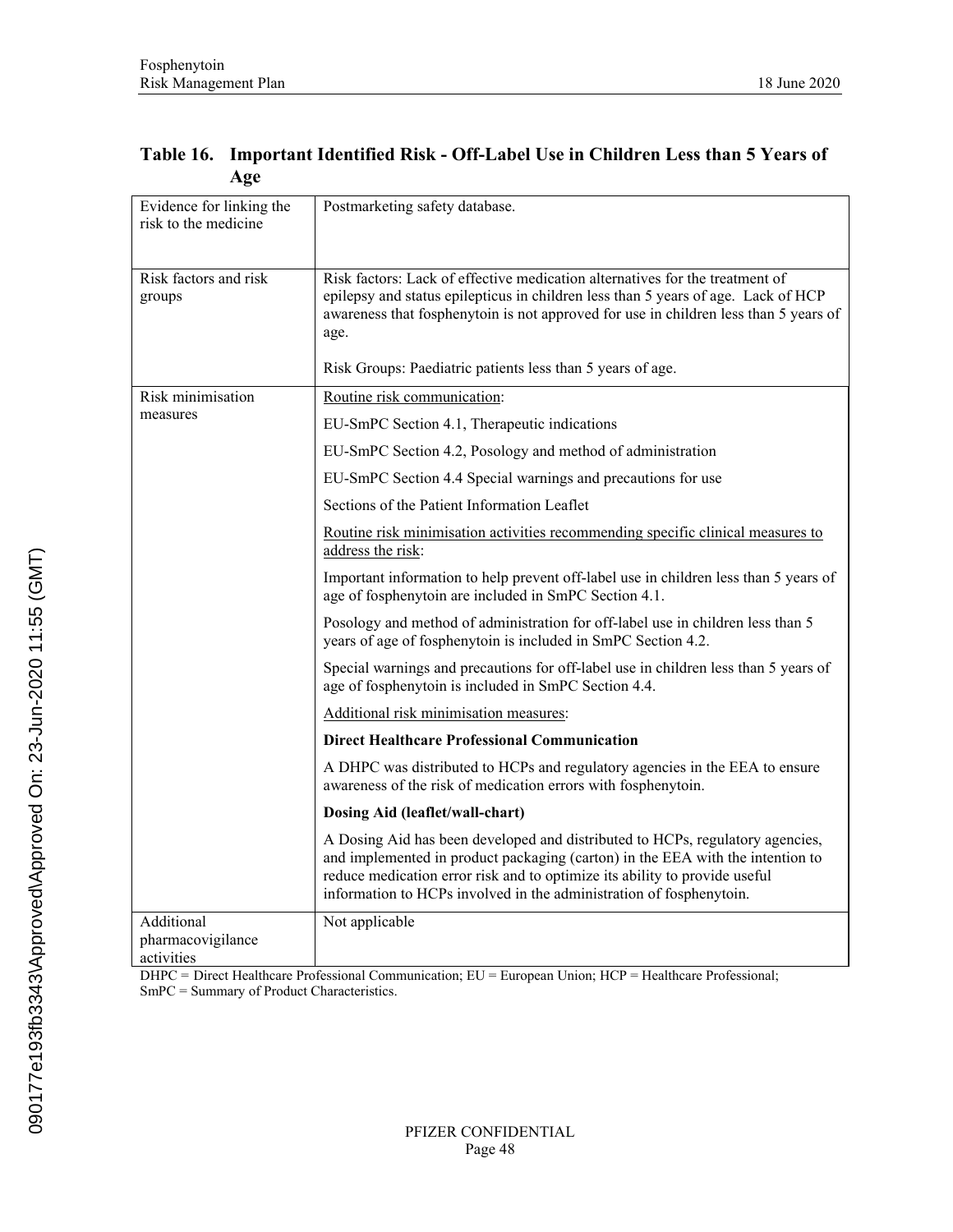**Table 16. Important Identified Risk - Off-Label Use in Children Less than 5 Years of Age**

| | |
|---|---|
| Evidence for linking the risk to the medicine | Postmarketing safety database. |
| Risk factors and risk groups | Risk factors: Lack of effective medication alternatives for the treatment of epilepsy and status epilepticus in children less than 5 years of age. Lack of HCP awareness that fosphenytoin is not approved for use in children less than 5 years of age.<br><br>Risk Groups: Paediatric patients less than 5 years of age. |
| Risk minimisation measures | Routine risk communication:<br><br>EU-SmPC Section 4.1, Therapeutic indications<br><br>EU-SmPC Section 4.2, Posology and method of administration<br><br>EU-SmPC Section 4.4 Special warnings and precautions for use<br><br>Sections of the Patient Information Leaflet<br><br>Routine risk minimisation activities recommending specific clinical measures to address the risk:<br><br>Important information to help prevent off-label use in children less than 5 years of age of fosphenytoin are included in SmPC Section 4.1.<br><br>Posology and method of administration for off-label use in children less than 5 years of age of fosphenytoin is included in SmPC Section 4.2.<br><br>Special warnings and precautions for off-label use in children less than 5 years of age of fosphenytoin is included in SmPC Section 4.4.<br><br>Additional risk minimisation measures:<br><br>**Direct Healthcare Professional Communication**<br><br>A DHPC was distributed to HCPs and regulatory agencies in the EEA to ensure awareness of the risk of medication errors with fosphenytoin.<br><br>**Dosing Aid (leaflet/wall-chart)**<br><br>A Dosing Aid has been developed and distributed to HCPs, regulatory agencies, and implemented in product packaging (carton) in the EEA with the intention to reduce medication error risk and to optimize its ability to provide useful information to HCPs involved in the administration of fosphenytoin. |
| Additional pharmacovigilance activities | Not applicable |

DHPC = Direct Healthcare Professional Communication; EU = European Union; HCP = Healthcare Professional; SmPC = Summary of Product Characteristics.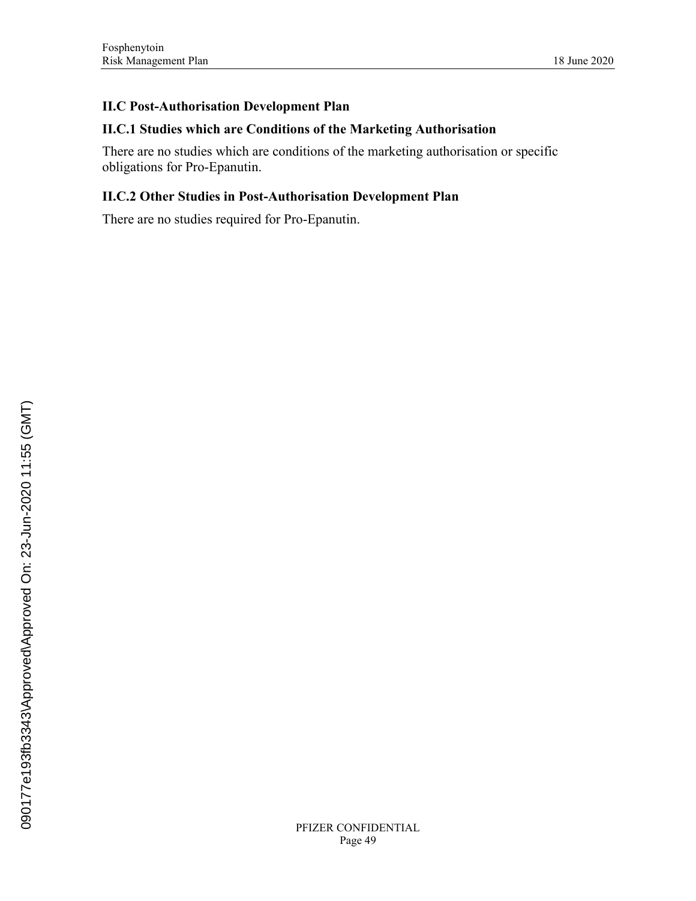## II.C Post-Authorisation Development Plan

### II.C.1 Studies which are Conditions of the Marketing Authorisation

There are no studies which are conditions of the marketing authorisation or specific obligations for Pro-Epanutin.

### II.C.2 Other Studies in Post-Authorisation Development Plan

There are no studies required for Pro-Epanutin.